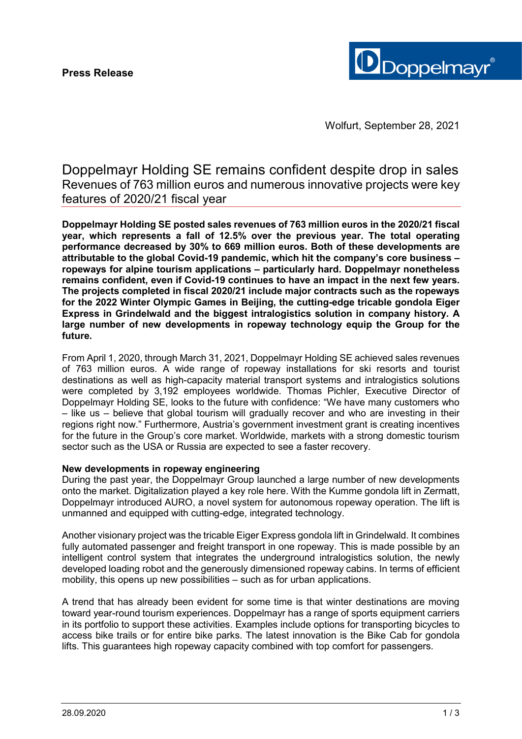**Press Release**

Wolfurt, September 28, 2021

# Doppelmayr Holding SE remains confident despite drop in sales

## Revenues of 763 million euros and numerous innovative projects were key features of 2020/21 fiscal year

**Doppelmayr Holding SE posted sales revenues of 763 million euros in the 2020/21 fiscal year, which represents a fall of 12.5% over the previous year. The total operating performance decreased by 30% to 669 million euros. Both of these developments are attributable to the global Covid-19 pandemic, which hit the company's core business – ropeways for alpine tourism applications – particularly hard. Doppelmayr nonetheless remains confident, even if Covid-19 continues to have an impact in the next few years. The projects completed in fiscal 2020/21 include major contracts such as the ropeways for the 2022 Winter Olympic Games in Beijing, the cutting-edge tricable gondola Eiger Express in Grindelwald and the biggest intralogistics solution in company history. A large number of new developments in ropeway technology equip the Group for the future.**

From April 1, 2020, through March 31, 2021, Doppelmayr Holding SE achieved sales revenues of 763 million euros. A wide range of ropeway installations for ski resorts and tourist destinations as well as high-capacity material transport systems and intralogistics solutions were completed by 3,192 employees worldwide. Thomas Pichler, Executive Director of Doppelmayr Holding SE, looks to the future with confidence: "We have many customers who – like us – believe that global tourism will gradually recover and who are investing in their regions right now." Furthermore, Austria's government investment grant is creating incentives for the future in the Group's core market. Worldwide, markets with a strong domestic tourism sector such as the USA or Russia are expected to see a faster recovery.

**New developments in ropeway engineering**

During the past year, the Doppelmayr Group launched a large number of new developments onto the market. Digitalization played a key role here. With the Kumme gondola lift in Zermatt, Doppelmayr introduced AURO, a novel system for autonomous ropeway operation. The lift is unmanned and equipped with cutting-edge, integrated technology.

Another visionary project was the tricable Eiger Express gondola lift in Grindelwald. It combines fully automated passenger and freight transport in one ropeway. This is made possible by an intelligent control system that integrates the underground intralogistics solution, the newly developed loading robot and the generously dimensioned ropeway cabins. In terms of efficient mobility, this opens up new possibilities – such as for urban applications.

A trend that has already been evident for some time is that winter destinations are moving toward year-round tourism experiences. Doppelmayr has a range of sports equipment carriers in its portfolio to support these activities. Examples include options for transporting bicycles to access bike trails or for entire bike parks. The latest innovation is the Bike Cab for gondola lifts. This guarantees high ropeway capacity combined with top comfort for passengers.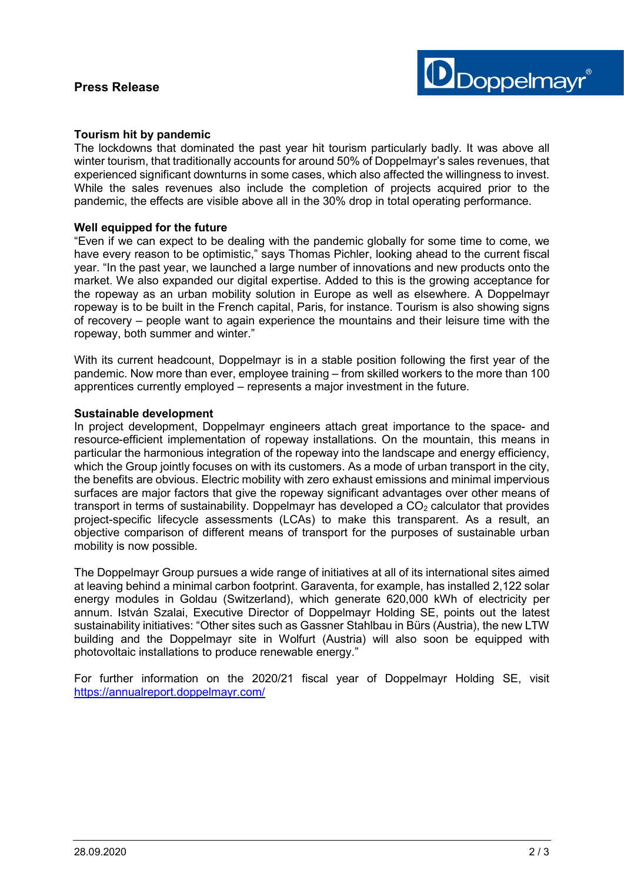### Tourism hit by pandemic

The lockdowns that dominated the past year hit tourism particularly badly. It was above all winter tourism, that traditionally accounts for around 50% of Doppelmayr's sales revenues, that experienced significant downturns in some cases, which also affected the willingness to invest. While the sales revenues also include the completion of projects acquired prior to the pandemic, the effects are visible above all in the 30% drop in total operating performance.

### Well equipped for the future

"Even if we can expect to be dealing with the pandemic globally for some time to come, we have every reason to be optimistic," says Thomas Pichler, looking ahead to the current fiscal year. "In the past year, we launched a large number of innovations and new products onto the market. We also expanded our digital expertise. Added to this is the growing acceptance for the ropeway as an urban mobility solution in Europe as well as elsewhere. A Doppelmayr ropeway is to be built in the French capital, Paris, for instance. Tourism is also showing signs of recovery – people want to again experience the mountains and their leisure time with the ropeway, both summer and winter."

With its current headcount, Doppelmayr is in a stable position following the first year of the pandemic. Now more than ever, employee training – from skilled workers to the more than 100 apprentices currently employed – represents a major investment in the future.

### Sustainable development

In project development, Doppelmayr engineers attach great importance to the space- and resource-efficient implementation of ropeway installations. On the mountain, this means in particular the harmonious integration of the ropeway into the landscape and energy efficiency, which the Group jointly focuses on with its customers. As a mode of urban transport in the city, the benefits are obvious. Electric mobility with zero exhaust emissions and minimal impervious surfaces are major factors that give the ropeway significant advantages over other means of transport in terms of sustainability. Doppelmayr has developed a $CO_2$ calculator that provides project-specific lifecycle assessments (LCAs) to make this transparent. As a result, an objective comparison of different means of transport for the purposes of sustainable urban mobility is now possible.

The Doppelmayr Group pursues a wide range of initiatives at all of its international sites aimed at leaving behind a minimal carbon footprint. Garaventa, for example, has installed 2,122 solar energy modules in Goldau (Switzerland), which generate 620,000 kWh of electricity per annum. István Szalai, Executive Director of Doppelmayr Holding SE, points out the latest sustainability initiatives: "Other sites such as Gassner Stahlbau in Bürs (Austria), the new LTW building and the Doppelmayr site in Wolfurt (Austria) will also soon be equipped with photovoltaic installations to produce renewable energy."

For further information on the 2020/21 fiscal year of Doppelmayr Holding SE, visit https://annualreport.doppelmayr.com/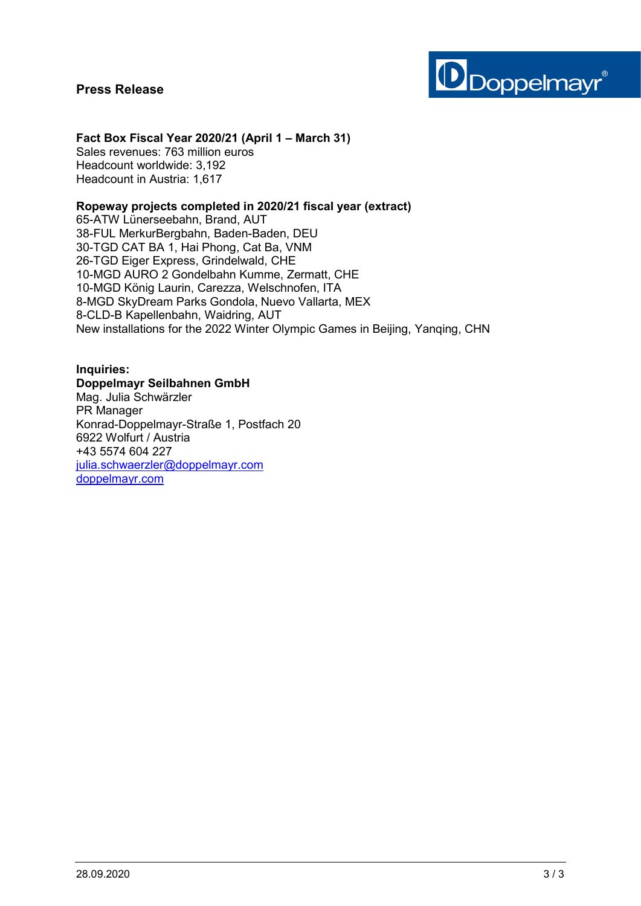**Fact Box Fiscal Year 2020/21 (April 1 – March 31)**
Sales revenues: 763 million euros
Headcount worldwide: 3,192
Headcount in Austria: 1,617

**Ropeway projects completed in 2020/21 fiscal year (extract)**
65-ATW Lünerseebahn, Brand, AUT
38-FUL MerkurBergbahn, Baden-Baden, DEU
30-TGD CAT BA 1, Hai Phong, Cat Ba, VNM
26-TGD Eiger Express, Grindelwald, CHE
10-MGD AURO 2 Gondelbahn Kumme, Zermatt, CHE
10-MGD König Laurin, Carezza, Welschnofen, ITA
8-MGD SkyDream Parks Gondola, Nuevo Vallarta, MEX
8-CLD-B Kapellenbahn, Waidring, AUT
New installations for the 2022 Winter Olympic Games in Beijing, Yanqing, CHN

**Inquiries:**
**Doppelmayr Seilbahnen GmbH**
Mag. Julia Schwärzler
PR Manager
Konrad-Doppelmayr-Straße 1, Postfach 20
6922 Wolfurt / Austria
+43 5574 604 227
julia.schwaerzler@doppelmayr.com
doppelmayr.com